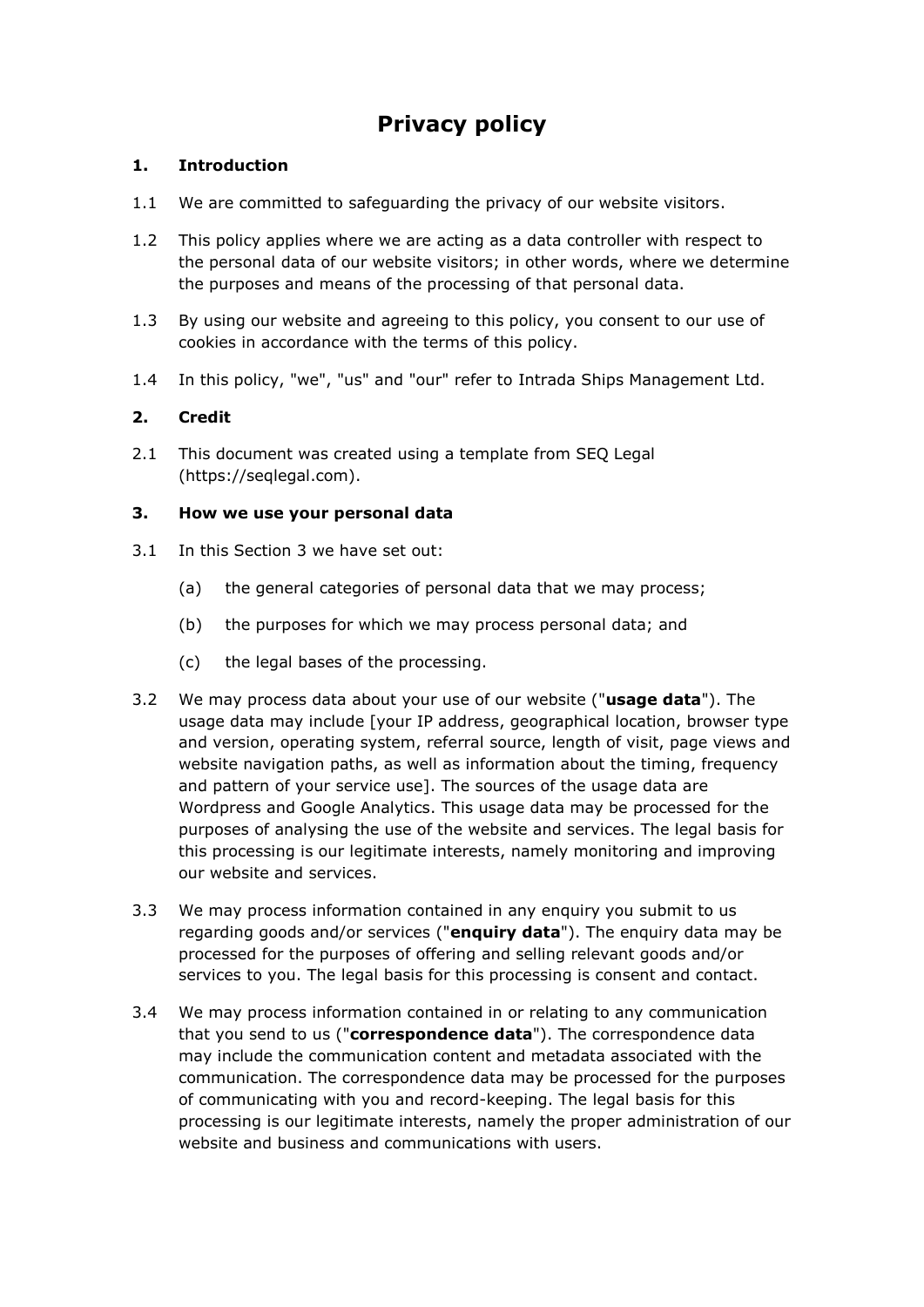# Privacy policy

## 1. Introduction

1.1 We are committed to safeguarding the privacy of our website visitors.

1.2 This policy applies where we are acting as a data controller with respect to the personal data of our website visitors; in other words, where we determine the purposes and means of the processing of that personal data.

1.3 By using our website and agreeing to this policy, you consent to our use of cookies in accordance with the terms of this policy.

1.4 In this policy, "we", "us" and "our" refer to Intrada Ships Management Ltd.

## 2. Credit

2.1 This document was created using a template from SEQ Legal (https://seqlegal.com).

## 3. How we use your personal data

3.1 In this Section 3 we have set out:

(a) the general categories of personal data that we may process;

(b) the purposes for which we may process personal data; and

(c) the legal bases of the processing.

3.2 We may process data about your use of our website ("**usage data**"). The usage data may include [your IP address, geographical location, browser type and version, operating system, referral source, length of visit, page views and website navigation paths, as well as information about the timing, frequency and pattern of your service use]. The sources of the usage data are Wordpress and Google Analytics. This usage data may be processed for the purposes of analysing the use of the website and services. The legal basis for this processing is our legitimate interests, namely monitoring and improving our website and services.

3.3 We may process information contained in any enquiry you submit to us regarding goods and/or services ("**enquiry data**"). The enquiry data may be processed for the purposes of offering and selling relevant goods and/or services to you. The legal basis for this processing is consent and contact.

3.4 We may process information contained in or relating to any communication that you send to us ("**correspondence data**"). The correspondence data may include the communication content and metadata associated with the communication. The correspondence data may be processed for the purposes of communicating with you and record-keeping. The legal basis for this processing is our legitimate interests, namely the proper administration of our website and business and communications with users.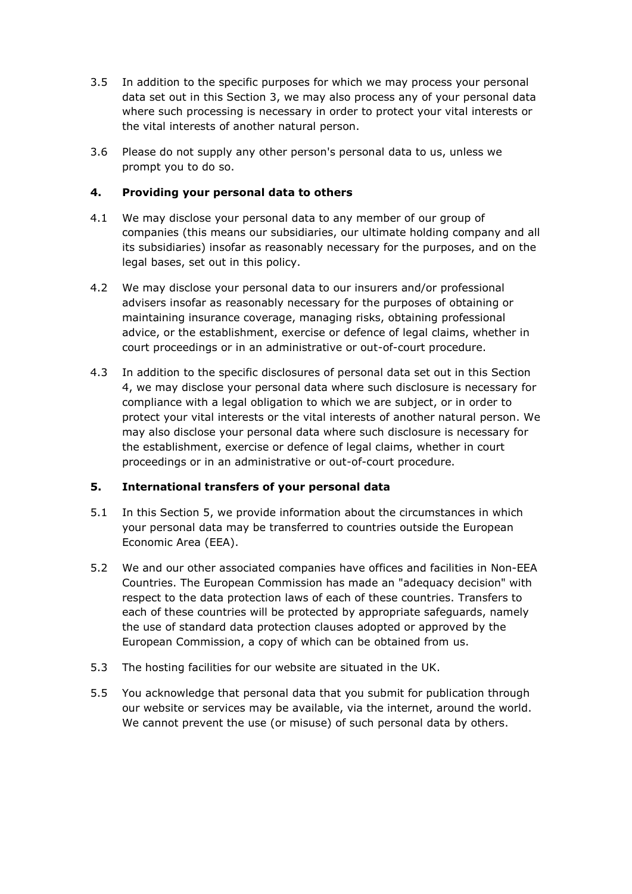3.5 In addition to the specific purposes for which we may process your personal data set out in this Section 3, we may also process any of your personal data where such processing is necessary in order to protect your vital interests or the vital interests of another natural person.

3.6 Please do not supply any other person's personal data to us, unless we prompt you to do so.

## 4. Providing your personal data to others

4.1 We may disclose your personal data to any member of our group of companies (this means our subsidiaries, our ultimate holding company and all its subsidiaries) insofar as reasonably necessary for the purposes, and on the legal bases, set out in this policy.

4.2 We may disclose your personal data to our insurers and/or professional advisers insofar as reasonably necessary for the purposes of obtaining or maintaining insurance coverage, managing risks, obtaining professional advice, or the establishment, exercise or defence of legal claims, whether in court proceedings or in an administrative or out-of-court procedure.

4.3 In addition to the specific disclosures of personal data set out in this Section 4, we may disclose your personal data where such disclosure is necessary for compliance with a legal obligation to which we are subject, or in order to protect your vital interests or the vital interests of another natural person. We may also disclose your personal data where such disclosure is necessary for the establishment, exercise or defence of legal claims, whether in court proceedings or in an administrative or out-of-court procedure.

## 5. International transfers of your personal data

5.1 In this Section 5, we provide information about the circumstances in which your personal data may be transferred to countries outside the European Economic Area (EEA).

5.2 We and our other associated companies have offices and facilities in Non-EEA Countries. The European Commission has made an "adequacy decision" with respect to the data protection laws of each of these countries. Transfers to each of these countries will be protected by appropriate safeguards, namely the use of standard data protection clauses adopted or approved by the European Commission, a copy of which can be obtained from us.

5.3 The hosting facilities for our website are situated in the UK.

5.5 You acknowledge that personal data that you submit for publication through our website or services may be available, via the internet, around the world. We cannot prevent the use (or misuse) of such personal data by others.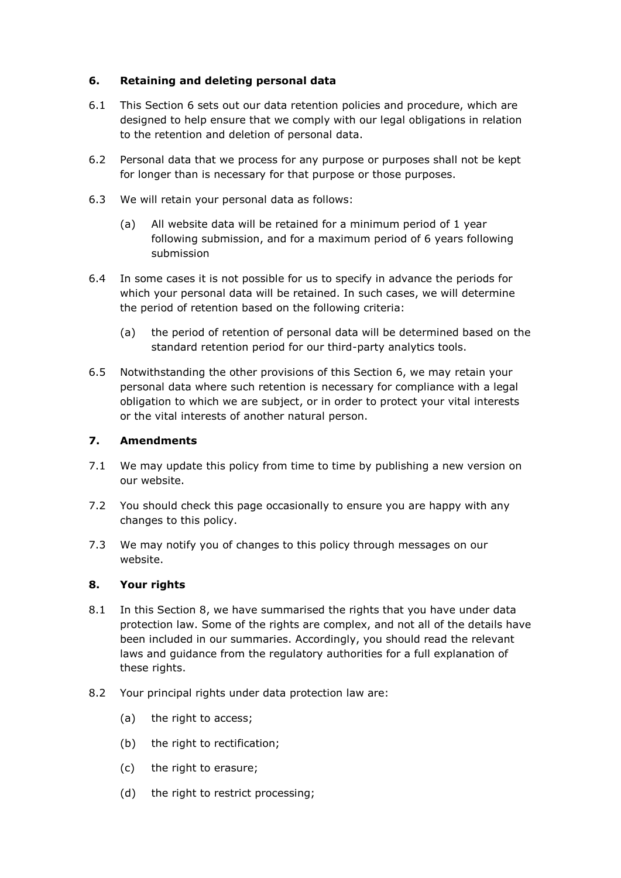## 6. Retaining and deleting personal data

6.1 This Section 6 sets out our data retention policies and procedure, which are designed to help ensure that we comply with our legal obligations in relation to the retention and deletion of personal data.

6.2 Personal data that we process for any purpose or purposes shall not be kept for longer than is necessary for that purpose or those purposes.

6.3 We will retain your personal data as follows:

(a) All website data will be retained for a minimum period of 1 year following submission, and for a maximum period of 6 years following submission

6.4 In some cases it is not possible for us to specify in advance the periods for which your personal data will be retained. In such cases, we will determine the period of retention based on the following criteria:

(a) the period of retention of personal data will be determined based on the standard retention period for our third-party analytics tools.

6.5 Notwithstanding the other provisions of this Section 6, we may retain your personal data where such retention is necessary for compliance with a legal obligation to which we are subject, or in order to protect your vital interests or the vital interests of another natural person.

## 7. Amendments

7.1 We may update this policy from time to time by publishing a new version on our website.

7.2 You should check this page occasionally to ensure you are happy with any changes to this policy.

7.3 We may notify you of changes to this policy through messages on our website.

## 8. Your rights

8.1 In this Section 8, we have summarised the rights that you have under data protection law. Some of the rights are complex, and not all of the details have been included in our summaries. Accordingly, you should read the relevant laws and guidance from the regulatory authorities for a full explanation of these rights.

8.2 Your principal rights under data protection law are:

(a) the right to access;

(b) the right to rectification;

(c) the right to erasure;

(d) the right to restrict processing;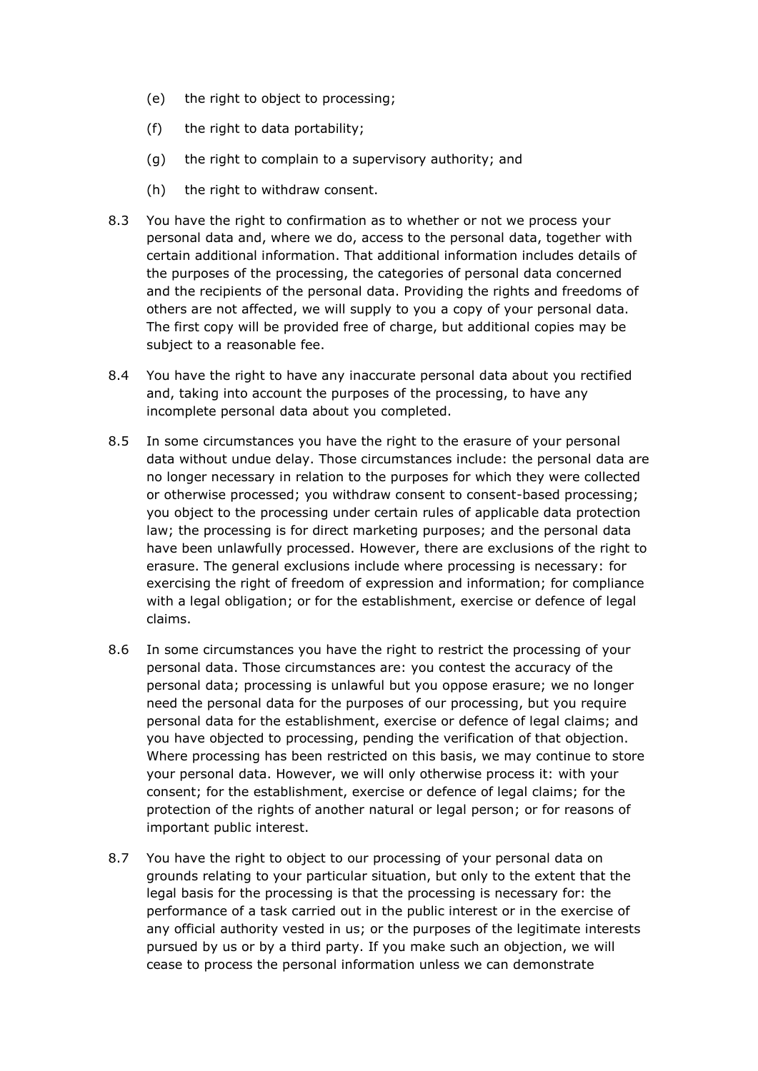(e) the right to object to processing;

(f) the right to data portability;

(g) the right to complain to a supervisory authority; and

(h) the right to withdraw consent.

8.3 You have the right to confirmation as to whether or not we process your personal data and, where we do, access to the personal data, together with certain additional information. That additional information includes details of the purposes of the processing, the categories of personal data concerned and the recipients of the personal data. Providing the rights and freedoms of others are not affected, we will supply to you a copy of your personal data. The first copy will be provided free of charge, but additional copies may be subject to a reasonable fee.

8.4 You have the right to have any inaccurate personal data about you rectified and, taking into account the purposes of the processing, to have any incomplete personal data about you completed.

8.5 In some circumstances you have the right to the erasure of your personal data without undue delay. Those circumstances include: the personal data are no longer necessary in relation to the purposes for which they were collected or otherwise processed; you withdraw consent to consent-based processing; you object to the processing under certain rules of applicable data protection law; the processing is for direct marketing purposes; and the personal data have been unlawfully processed. However, there are exclusions of the right to erasure. The general exclusions include where processing is necessary: for exercising the right of freedom of expression and information; for compliance with a legal obligation; or for the establishment, exercise or defence of legal claims.

8.6 In some circumstances you have the right to restrict the processing of your personal data. Those circumstances are: you contest the accuracy of the personal data; processing is unlawful but you oppose erasure; we no longer need the personal data for the purposes of our processing, but you require personal data for the establishment, exercise or defence of legal claims; and you have objected to processing, pending the verification of that objection. Where processing has been restricted on this basis, we may continue to store your personal data. However, we will only otherwise process it: with your consent; for the establishment, exercise or defence of legal claims; for the protection of the rights of another natural or legal person; or for reasons of important public interest.

8.7 You have the right to object to our processing of your personal data on grounds relating to your particular situation, but only to the extent that the legal basis for the processing is that the processing is necessary for: the performance of a task carried out in the public interest or in the exercise of any official authority vested in us; or the purposes of the legitimate interests pursued by us or by a third party. If you make such an objection, we will cease to process the personal information unless we can demonstrate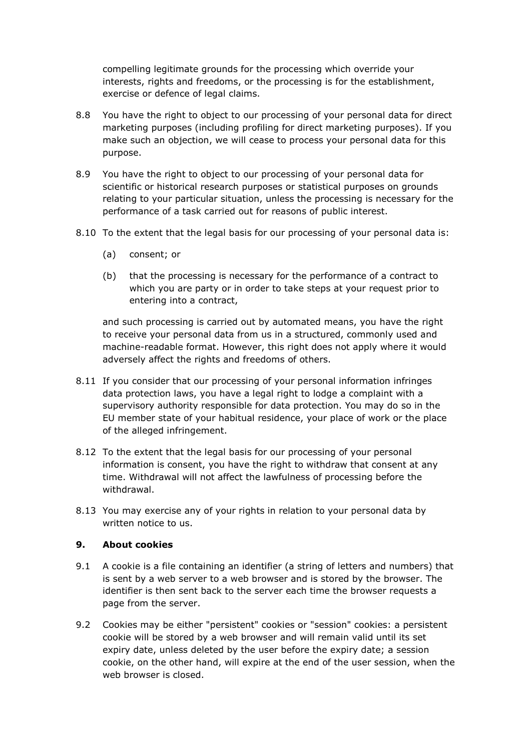compelling legitimate grounds for the processing which override your interests, rights and freedoms, or the processing is for the establishment, exercise or defence of legal claims.

8.8 You have the right to object to our processing of your personal data for direct marketing purposes (including profiling for direct marketing purposes). If you make such an objection, we will cease to process your personal data for this purpose.

8.9 You have the right to object to our processing of your personal data for scientific or historical research purposes or statistical purposes on grounds relating to your particular situation, unless the processing is necessary for the performance of a task carried out for reasons of public interest.

8.10 To the extent that the legal basis for our processing of your personal data is:

(a) consent; or

(b) that the processing is necessary for the performance of a contract to which you are party or in order to take steps at your request prior to entering into a contract,

and such processing is carried out by automated means, you have the right to receive your personal data from us in a structured, commonly used and machine-readable format. However, this right does not apply where it would adversely affect the rights and freedoms of others.

8.11 If you consider that our processing of your personal information infringes data protection laws, you have a legal right to lodge a complaint with a supervisory authority responsible for data protection. You may do so in the EU member state of your habitual residence, your place of work or the place of the alleged infringement.

8.12 To the extent that the legal basis for our processing of your personal information is consent, you have the right to withdraw that consent at any time. Withdrawal will not affect the lawfulness of processing before the withdrawal.

8.13 You may exercise any of your rights in relation to your personal data by written notice to us.

## 9. About cookies

9.1 A cookie is a file containing an identifier (a string of letters and numbers) that is sent by a web server to a web browser and is stored by the browser. The identifier is then sent back to the server each time the browser requests a page from the server.

9.2 Cookies may be either "persistent" cookies or "session" cookies: a persistent cookie will be stored by a web browser and will remain valid until its set expiry date, unless deleted by the user before the expiry date; a session cookie, on the other hand, will expire at the end of the user session, when the web browser is closed.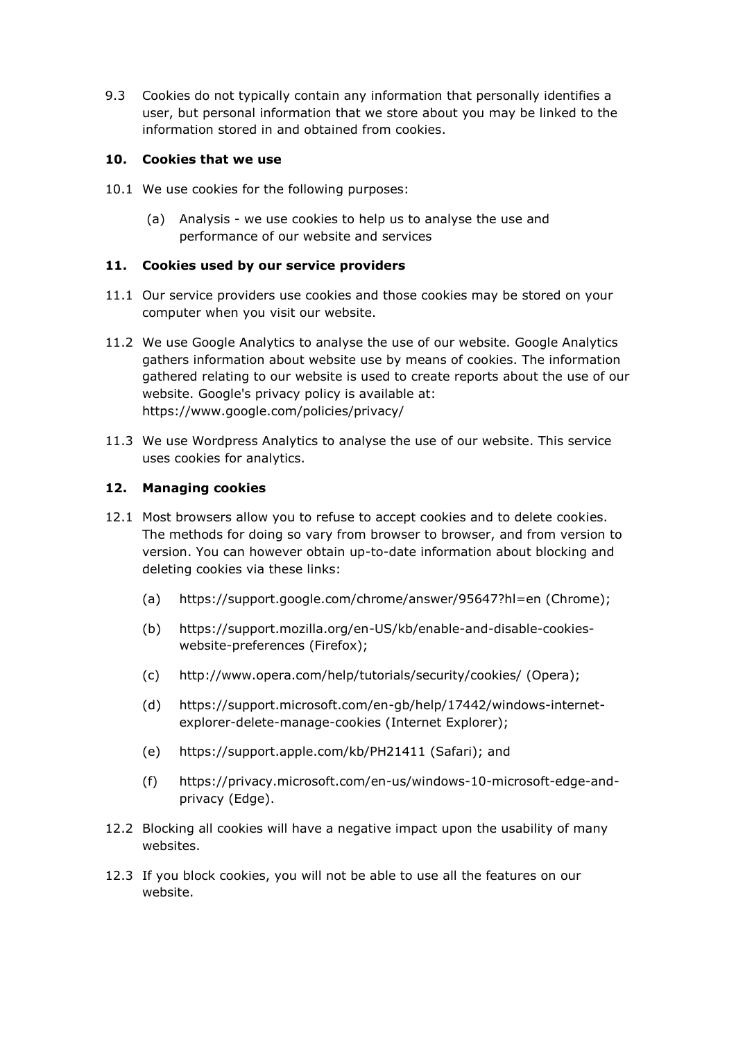9.3 Cookies do not typically contain any information that personally identifies a user, but personal information that we store about you may be linked to the information stored in and obtained from cookies.

## 10. Cookies that we use

10.1 We use cookies for the following purposes:

(a) Analysis - we use cookies to help us to analyse the use and performance of our website and services

## 11. Cookies used by our service providers

11.1 Our service providers use cookies and those cookies may be stored on your computer when you visit our website.

11.2 We use Google Analytics to analyse the use of our website. Google Analytics gathers information about website use by means of cookies. The information gathered relating to our website is used to create reports about the use of our website. Google's privacy policy is available at: https://www.google.com/policies/privacy/

11.3 We use Wordpress Analytics to analyse the use of our website. This service uses cookies for analytics.

## 12. Managing cookies

12.1 Most browsers allow you to refuse to accept cookies and to delete cookies. The methods for doing so vary from browser to browser, and from version to version. You can however obtain up-to-date information about blocking and deleting cookies via these links:

(a) https://support.google.com/chrome/answer/95647?hl=en (Chrome);

(b) https://support.mozilla.org/en-US/kb/enable-and-disable-cookies-website-preferences (Firefox);

(c) http://www.opera.com/help/tutorials/security/cookies/ (Opera);

(d) https://support.microsoft.com/en-gb/help/17442/windows-internet-explorer-delete-manage-cookies (Internet Explorer);

(e) https://support.apple.com/kb/PH21411 (Safari); and

(f) https://privacy.microsoft.com/en-us/windows-10-microsoft-edge-and-privacy (Edge).

12.2 Blocking all cookies will have a negative impact upon the usability of many websites.

12.3 If you block cookies, you will not be able to use all the features on our website.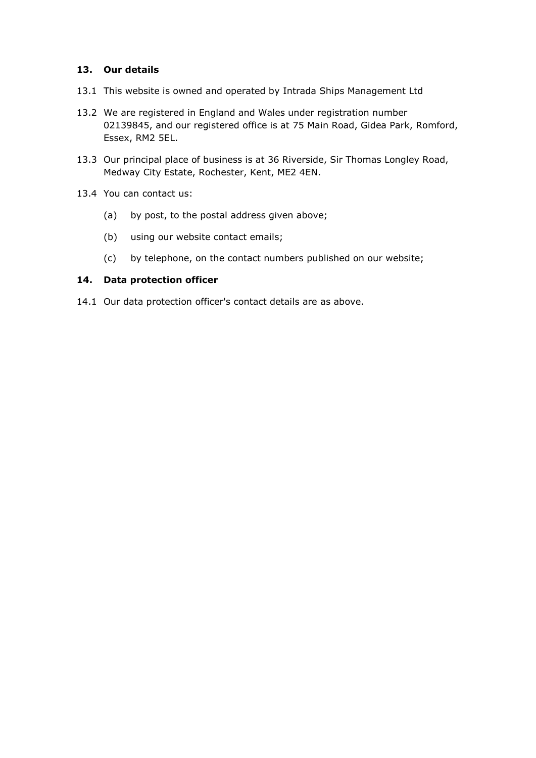## 13. Our details

13.1 This website is owned and operated by Intrada Ships Management Ltd

13.2 We are registered in England and Wales under registration number 02139845, and our registered office is at 75 Main Road, Gidea Park, Romford, Essex, RM2 5EL.

13.3 Our principal place of business is at 36 Riverside, Sir Thomas Longley Road, Medway City Estate, Rochester, Kent, ME2 4EN.

13.4 You can contact us:

(a) by post, to the postal address given above;

(b) using our website contact emails;

(c) by telephone, on the contact numbers published on our website;

## 14. Data protection officer

14.1 Our data protection officer's contact details are as above.